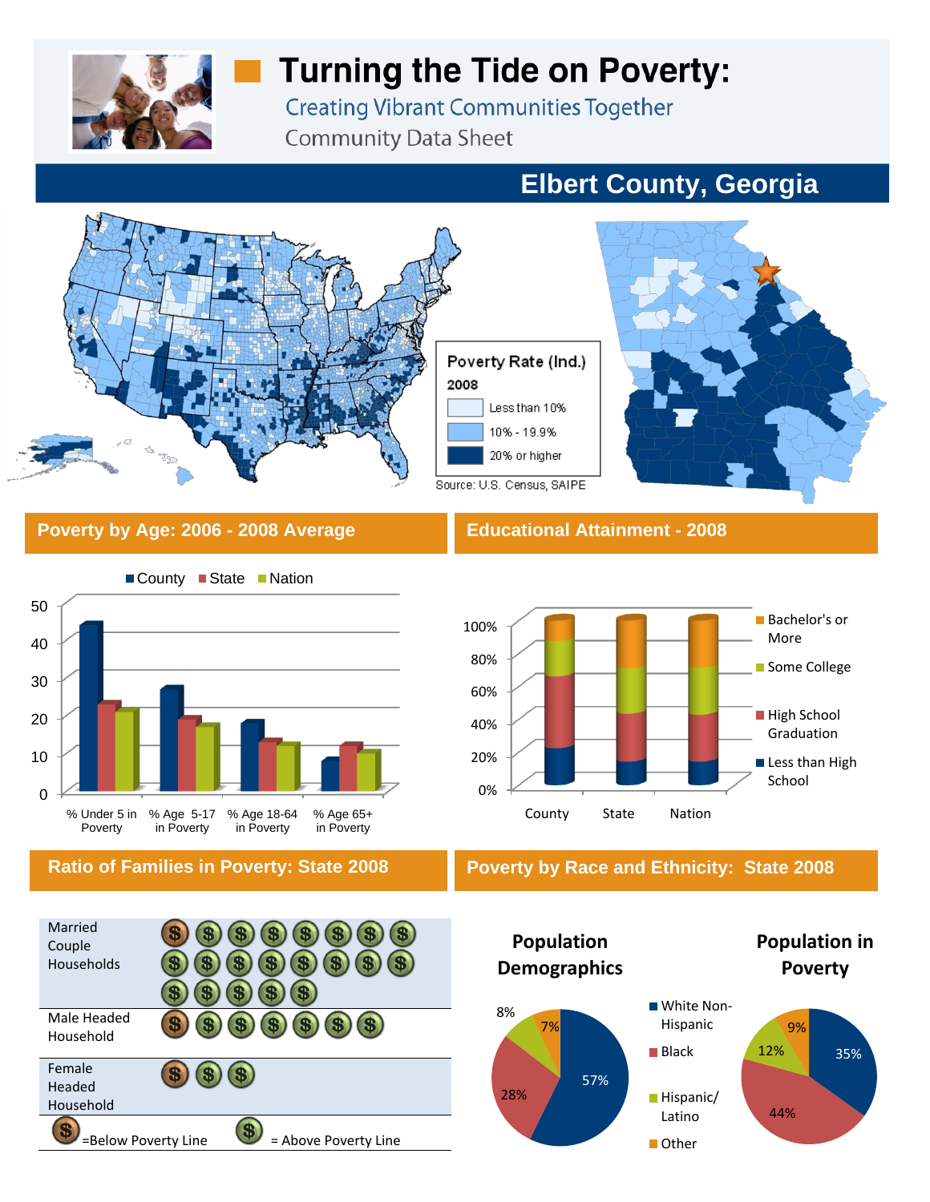# Turning the Tide on Poverty:

## Creating Vibrant Communities Together

Community Data Sheet

## Elbert County, Georgia

**Poverty Rate (Ind.)**
**2008**

- Less than 10%
- 10% - 19.9%
- 20% or higher

Source: U.S. Census, SAIPE

## Poverty by Age: 2006 - 2008 Average

County | State | Nation

| | County | State | Nation |
|---|---|---|---|
| % Under 5 in Poverty | 44 | 23 | 21 |
| % Age 5-17 in Poverty | 27 | 19 | 17 |
| % Age 18-64 in Poverty | 18 | 13 | 12 |
| % Age 65+ in Poverty | 8 | 12 | 10 |

## Educational Attainment - 2008

- Bachelor's or More
- Some College
- High School Graduation
- Less than High School

County | State | Nation

## Ratio of Families in Poverty: State 2008

| Household type | Below Poverty Line | Above Poverty Line |
|---|---|---|
| Married Couple Households | 1 | 20 |
| Male Headed Household | 1 | 6 |
| Female Headed Household | 1 | 2 |

(S) =Below Poverty Line (S) = Above Poverty Line

## Poverty by Race and Ethnicity: State 2008

| | Population Demographics | Population in Poverty |
|---|---|---|
| White Non-Hispanic | 57% | 35% |
| Black | 28% | 44% |
| Hispanic/ Latino | 8% | 12% |
| Other | 7% | 9% |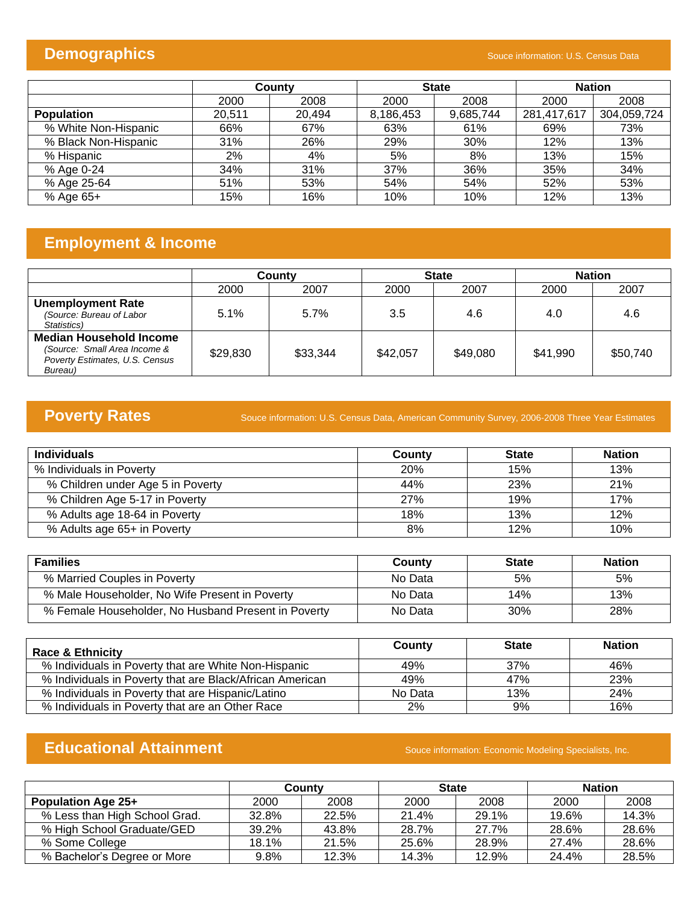## Demographics

Souce information: U.S. Census Data

| | County | | State | | Nation | |
|---|---|---|---|---|---|---|
| | 2000 | 2008 | 2000 | 2008 | 2000 | 2008 |
| **Population** | 20,511 | 20,494 | 8,186,453 | 9,685,744 | 281,417,617 | 304,059,724 |
| % White Non-Hispanic | 66% | 67% | 63% | 61% | 69% | 73% |
| % Black Non-Hispanic | 31% | 26% | 29% | 30% | 12% | 13% |
| % Hispanic | 2% | 4% | 5% | 8% | 13% | 15% |
| % Age 0-24 | 34% | 31% | 37% | 36% | 35% | 34% |
| % Age 25-64 | 51% | 53% | 54% | 54% | 52% | 53% |
| % Age 65+ | 15% | 16% | 10% | 10% | 12% | 13% |

## Employment & Income

| | County | | State | | Nation | |
|---|---|---|---|---|---|---|
| | 2000 | 2007 | 2000 | 2007 | 2000 | 2007 |
| **Unemployment Rate** *(Source: Bureau of Labor Statistics)* | 5.1% | 5.7% | 3.5 | 4.6 | 4.0 | 4.6 |
| **Median Household Income** *(Source: Small Area Income & Poverty Estimates, U.S. Census Bureau)* | $29,830 | $33,344 | $42,057 | $49,080 | $41,990 | $50,740 |

## Poverty Rates

Souce information: U.S. Census Data, American Community Survey, 2006-2008 Three Year Estimates

| **Individuals** | **County** | **State** | **Nation** |
|---|---|---|---|
| % Individuals in Poverty | 20% | 15% | 13% |
| % Children under Age 5 in Poverty | 44% | 23% | 21% |
| % Children Age 5-17 in Poverty | 27% | 19% | 17% |
| % Adults age 18-64 in Poverty | 18% | 13% | 12% |
| % Adults age 65+ in Poverty | 8% | 12% | 10% |

| **Families** | **County** | **State** | **Nation** |
|---|---|---|---|
| % Married Couples in Poverty | No Data | 5% | 5% |
| % Male Householder, No Wife Present in Poverty | No Data | 14% | 13% |
| % Female Householder, No Husband Present in Poverty | No Data | 30% | 28% |

| **Race & Ethnicity** | **County** | **State** | **Nation** |
|---|---|---|---|
| % Individuals in Poverty that are White Non-Hispanic | 49% | 37% | 46% |
| % Individuals in Poverty that are Black/African American | 49% | 47% | 23% |
| % Individuals in Poverty that are Hispanic/Latino | No Data | 13% | 24% |
| % Individuals in Poverty that are an Other Race | 2% | 9% | 16% |

## Educational Attainment

Souce information: Economic Modeling Specialists, Inc.

| | County | | State | | Nation | |
|---|---|---|---|---|---|---|
| **Population Age 25+** | 2000 | 2008 | 2000 | 2008 | 2000 | 2008 |
| % Less than High School Grad. | 32.8% | 22.5% | 21.4% | 29.1% | 19.6% | 14.3% |
| % High School Graduate/GED | 39.2% | 43.8% | 28.7% | 27.7% | 28.6% | 28.6% |
| % Some College | 18.1% | 21.5% | 25.6% | 28.9% | 27.4% | 28.6% |
| % Bachelor's Degree or More | 9.8% | 12.3% | 14.3% | 12.9% | 24.4% | 28.5% |